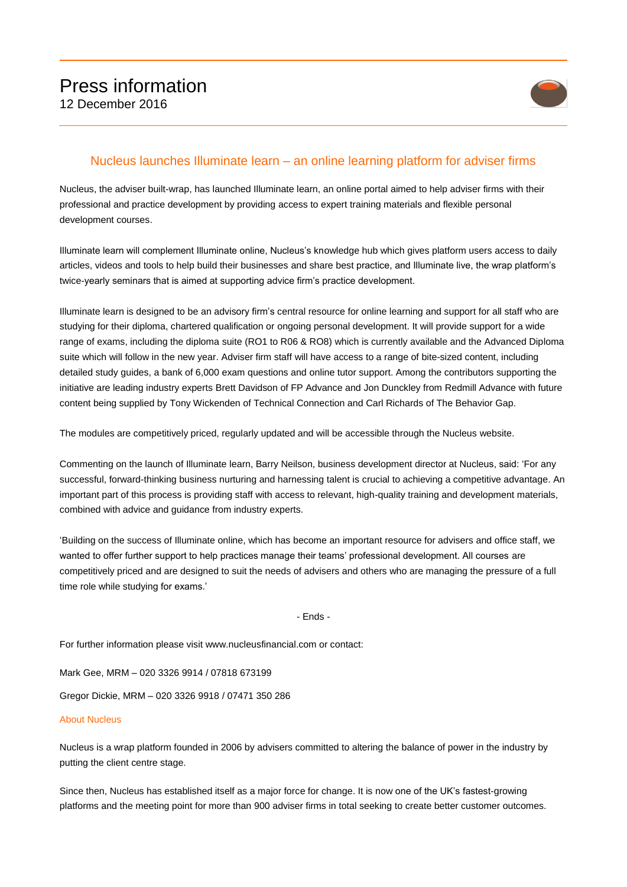# Press information

12 December 2016

## Nucleus launches Illuminate learn – an online learning platform for adviser firms

Nucleus, the adviser built-wrap, has launched Illuminate learn, an online portal aimed to help adviser firms with their professional and practice development by providing access to expert training materials and flexible personal development courses.

Illuminate learn will complement Illuminate online, Nucleus's knowledge hub which gives platform users access to daily articles, videos and tools to help build their businesses and share best practice, and Illuminate live, the wrap platform's twice-yearly seminars that is aimed at supporting advice firm's practice development.

Illuminate learn is designed to be an advisory firm's central resource for online learning and support for all staff who are studying for their diploma, chartered qualification or ongoing personal development. It will provide support for a wide range of exams, including the diploma suite (RO1 to R06 & RO8) which is currently available and the Advanced Diploma suite which will follow in the new year. Adviser firm staff will have access to a range of bite-sized content, including detailed study guides, a bank of 6,000 exam questions and online tutor support. Among the contributors supporting the initiative are leading industry experts Brett Davidson of FP Advance and Jon Dunckley from Redmill Advance with future content being supplied by Tony Wickenden of Technical Connection and Carl Richards of The Behavior Gap.

The modules are competitively priced, regularly updated and will be accessible through the Nucleus website.

Commenting on the launch of Illuminate learn, Barry Neilson, business development director at Nucleus, said: 'For any successful, forward-thinking business nurturing and harnessing talent is crucial to achieving a competitive advantage. An important part of this process is providing staff with access to relevant, high-quality training and development materials, combined with advice and guidance from industry experts.

'Building on the success of Illuminate online, which has become an important resource for advisers and office staff, we wanted to offer further support to help practices manage their teams' professional development. All courses are competitively priced and are designed to suit the needs of advisers and others who are managing the pressure of a full time role while studying for exams.'

- Ends -

For further information please visit www.nucleusfinancial.com or contact:

Mark Gee, MRM – 020 3326 9914 / 07818 673199

Gregor Dickie, MRM – 020 3326 9918 / 07471 350 286

### About Nucleus

Nucleus is a wrap platform founded in 2006 by advisers committed to altering the balance of power in the industry by putting the client centre stage.

Since then, Nucleus has established itself as a major force for change. It is now one of the UK's fastest-growing platforms and the meeting point for more than 900 adviser firms in total seeking to create better customer outcomes.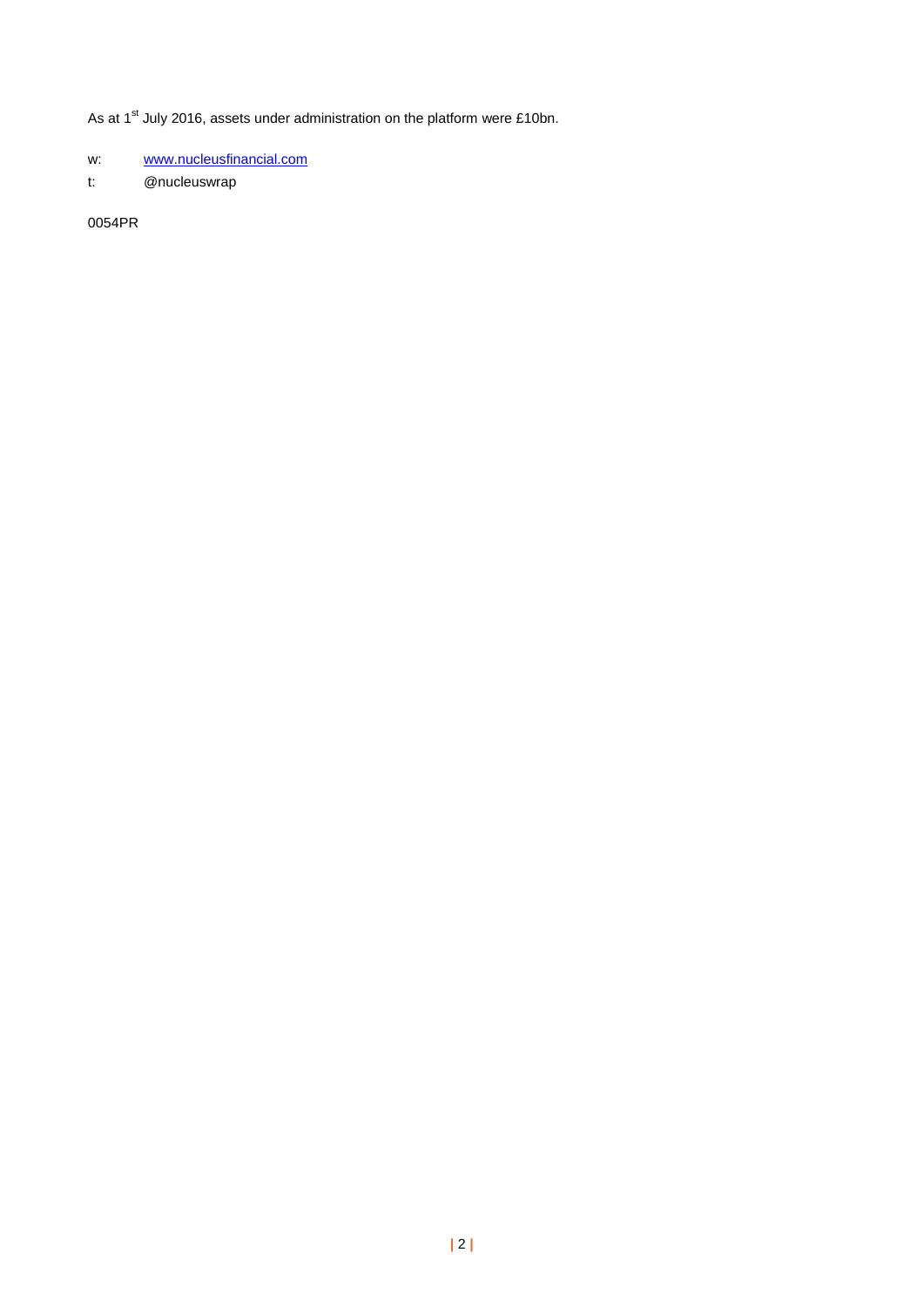As at 1st July 2016, assets under administration on the platform were £10bn.

w: www.nucleusfinancial.com

t: @nucleuswrap

0054PR